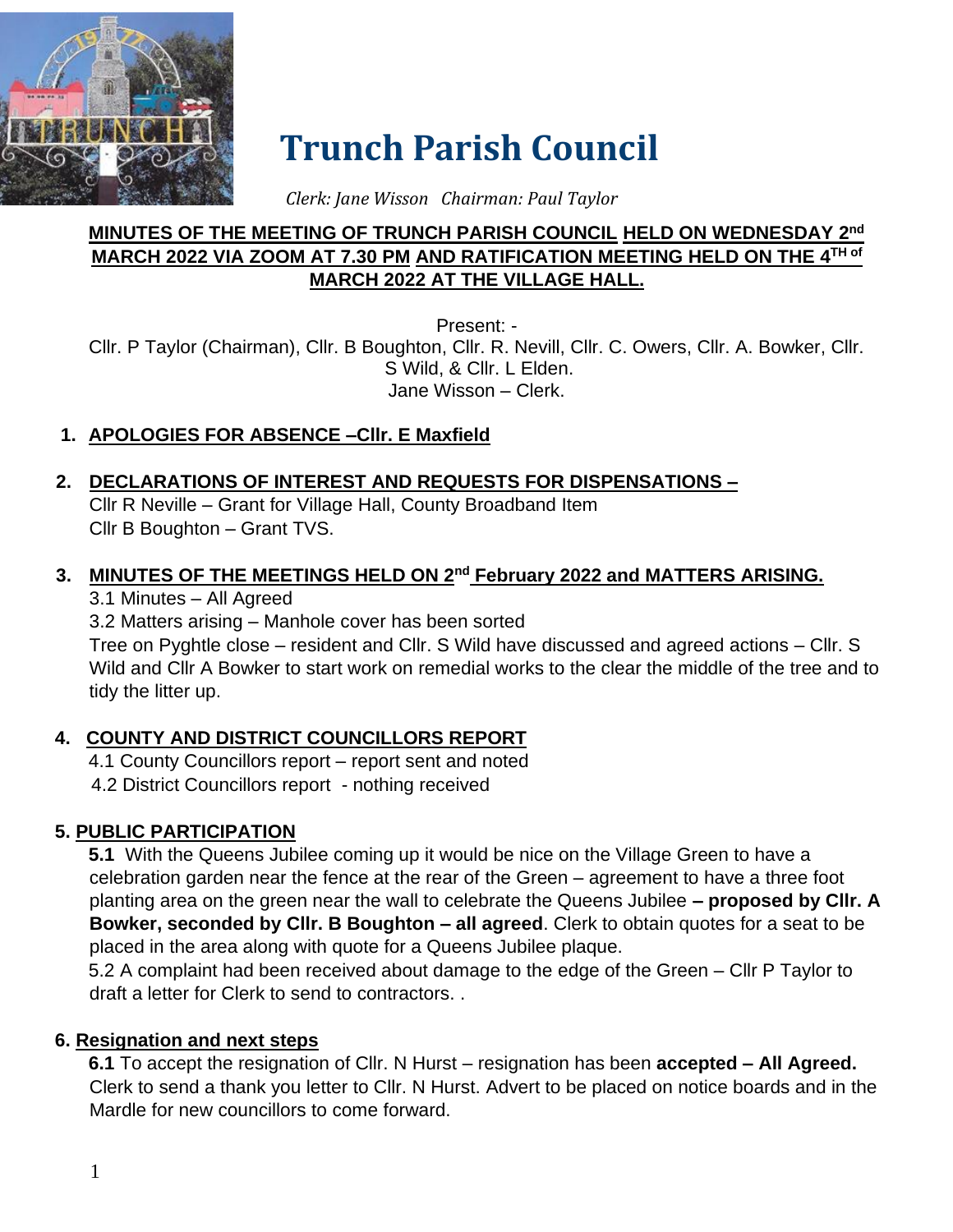# Trunch Parish Council

*Clerk: Jane Wisson   Chairman: Paul Taylor*

**MINUTES OF THE MEETING OF TRUNCH PARISH COUNCIL HELD ON WEDNESDAY 2nd MARCH 2022 VIA ZOOM AT 7.30 PM AND RATIFICATION MEETING HELD ON THE 4TH of MARCH 2022 AT THE VILLAGE HALL.**

Present: -

Cllr. P Taylor (Chairman), Cllr. B Boughton, Cllr. R. Nevill, Cllr. C. Owers, Cllr. A. Bowker, Cllr. S Wild, & Cllr. L Elden.

Jane Wisson – Clerk.

1. **APOLOGIES FOR ABSENCE –Cllr. E Maxfield**

2. **DECLARATIONS OF INTEREST AND REQUESTS FOR DISPENSATIONS –**

   Cllr R Neville – Grant for Village Hall, County Broadband Item

   Cllr B Boughton – Grant TVS.

3. **MINUTES OF THE MEETINGS HELD ON 2nd February 2022 and MATTERS ARISING.**

   3.1 Minutes – All Agreed

   3.2 Matters arising – Manhole cover has been sorted

   Tree on Pyghtle close – resident and Cllr. S Wild have discussed and agreed actions – Cllr. S Wild and Cllr A Bowker to start work on remedial works to the clear the middle of the tree and to tidy the litter up.

4. **COUNTY AND DISTRICT COUNCILLORS REPORT**

   4.1 County Councillors report – report sent and noted

   4.2 District Councillors report - nothing received

5. **PUBLIC PARTICIPATION**

   **5.1** With the Queens Jubilee coming up it would be nice on the Village Green to have a celebration garden near the fence at the rear of the Green – agreement to have a three foot planting area on the green near the wall to celebrate the Queens Jubilee **– proposed by Cllr. A Bowker, seconded by Cllr. B Boughton – all agreed**. Clerk to obtain quotes for a seat to be placed in the area along with quote for a Queens Jubilee plaque.

   5.2 A complaint had been received about damage to the edge of the Green – Cllr P Taylor to draft a letter for Clerk to send to contractors. .

6. **Resignation and next steps**

   **6.1** To accept the resignation of Cllr. N Hurst – resignation has been **accepted – All Agreed.** Clerk to send a thank you letter to Cllr. N Hurst. Advert to be placed on notice boards and in the Mardle for new councillors to come forward.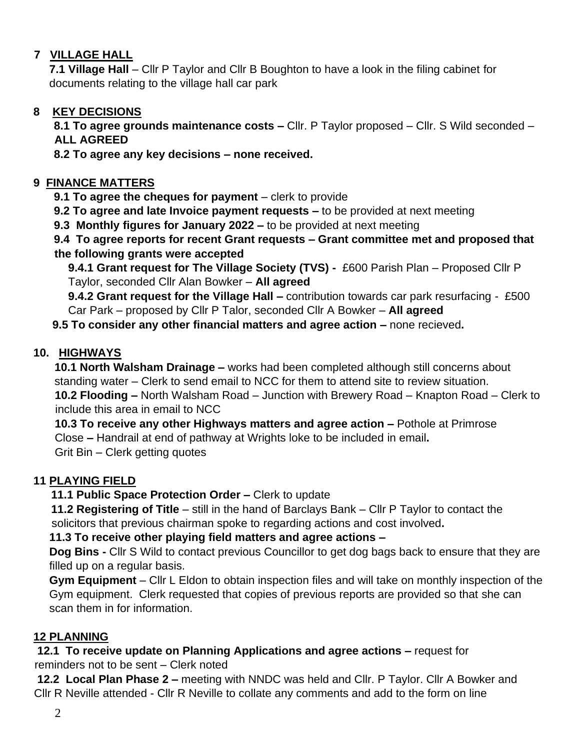## 7 VILLAGE HALL

**7.1 Village Hall** – Cllr P Taylor and Cllr B Boughton to have a look in the filing cabinet for documents relating to the village hall car park

## 8 KEY DECISIONS

**8.1 To agree grounds maintenance costs –** Cllr. P Taylor proposed – Cllr. S Wild seconded – **ALL AGREED**

**8.2 To agree any key decisions – none received.**

## 9 FINANCE MATTERS

**9.1 To agree the cheques for payment** – clerk to provide

**9.2 To agree and late Invoice payment requests –** to be provided at next meeting

**9.3 Monthly figures for January 2022 –** to be provided at next meeting

**9.4 To agree reports for recent Grant requests – Grant committee met and proposed that the following grants were accepted**

**9.4.1 Grant request for The Village Society (TVS) -** £600 Parish Plan – Proposed Cllr P Taylor, seconded Cllr Alan Bowker – **All agreed**

**9.4.2 Grant request for the Village Hall –** contribution towards car park resurfacing - £500 Car Park – proposed by Cllr P Talor, seconded Cllr A Bowker – **All agreed**

**9.5 To consider any other financial matters and agree action –** none recieved**.**

## 10. HIGHWAYS

**10.1 North Walsham Drainage –** works had been completed although still concerns about standing water – Clerk to send email to NCC for them to attend site to review situation.

**10.2 Flooding –** North Walsham Road – Junction with Brewery Road – Knapton Road – Clerk to include this area in email to NCC

**10.3 To receive any other Highways matters and agree action –** Pothole at Primrose Close **–** Handrail at end of pathway at Wrights loke to be included in email**.**
Grit Bin – Clerk getting quotes

## 11 PLAYING FIELD

**11.1 Public Space Protection Order –** Clerk to update

**11.2 Registering of Title** – still in the hand of Barclays Bank – Cllr P Taylor to contact the solicitors that previous chairman spoke to regarding actions and cost involved**.**

**11.3 To receive other playing field matters and agree actions –**

**Dog Bins -** Cllr S Wild to contact previous Councillor to get dog bags back to ensure that they are filled up on a regular basis.

**Gym Equipment** – Cllr L Eldon to obtain inspection files and will take on monthly inspection of the Gym equipment. Clerk requested that copies of previous reports are provided so that she can scan them in for information.

## 12 PLANNING

**12.1 To receive update on Planning Applications and agree actions –** request for reminders not to be sent – Clerk noted

**12.2 Local Plan Phase 2 –** meeting with NNDC was held and Cllr. P Taylor. Cllr A Bowker and Cllr R Neville attended - Cllr R Neville to collate any comments and add to the form on line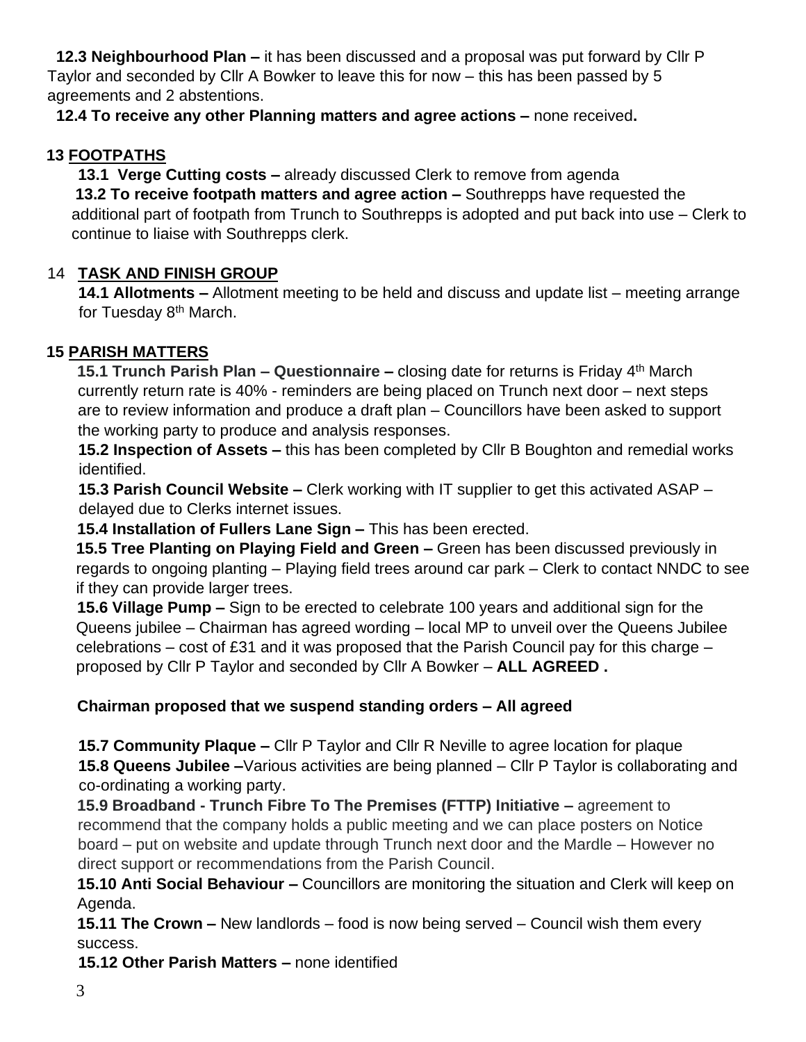**12.3 Neighbourhood Plan –** it has been discussed and a proposal was put forward by Cllr P Taylor and seconded by Cllr A Bowker to leave this for now – this has been passed by 5 agreements and 2 abstentions.

**12.4 To receive any other Planning matters and agree actions –** none received**.**

## 13 FOOTPATHS

**13.1 Verge Cutting costs –** already discussed Clerk to remove from agenda

**13.2 To receive footpath matters and agree action –** Southrepps have requested the additional part of footpath from Trunch to Southrepps is adopted and put back into use – Clerk to continue to liaise with Southrepps clerk.

## 14 TASK AND FINISH GROUP

**14.1 Allotments –** Allotment meeting to be held and discuss and update list – meeting arrange for Tuesday 8th March.

## 15 PARISH MATTERS

**15.1 Trunch Parish Plan – Questionnaire –** closing date for returns is Friday 4th March currently return rate is 40% - reminders are being placed on Trunch next door – next steps are to review information and produce a draft plan – Councillors have been asked to support the working party to produce and analysis responses.

**15.2 Inspection of Assets –** this has been completed by Cllr B Boughton and remedial works identified.

**15.3 Parish Council Website –** Clerk working with IT supplier to get this activated ASAP – delayed due to Clerks internet issues.

**15.4 Installation of Fullers Lane Sign –** This has been erected.

**15.5 Tree Planting on Playing Field and Green –** Green has been discussed previously in regards to ongoing planting – Playing field trees around car park – Clerk to contact NNDC to see if they can provide larger trees.

**15.6 Village Pump –** Sign to be erected to celebrate 100 years and additional sign for the Queens jubilee – Chairman has agreed wording – local MP to unveil over the Queens Jubilee celebrations – cost of £31 and it was proposed that the Parish Council pay for this charge – proposed by Cllr P Taylor and seconded by Cllr A Bowker – **ALL AGREED .**

**Chairman proposed that we suspend standing orders – All agreed**

**15.7 Community Plaque –** Cllr P Taylor and Cllr R Neville to agree location for plaque

**15.8 Queens Jubilee –**Various activities are being planned – Cllr P Taylor is collaborating and co-ordinating a working party.

**15.9 Broadband - Trunch Fibre To The Premises (FTTP) Initiative –** agreement to recommend that the company holds a public meeting and we can place posters on Notice board – put on website and update through Trunch next door and the Mardle – However no direct support or recommendations from the Parish Council.

**15.10 Anti Social Behaviour –** Councillors are monitoring the situation and Clerk will keep on Agenda.

**15.11 The Crown –** New landlords – food is now being served – Council wish them every success.

**15.12 Other Parish Matters –** none identified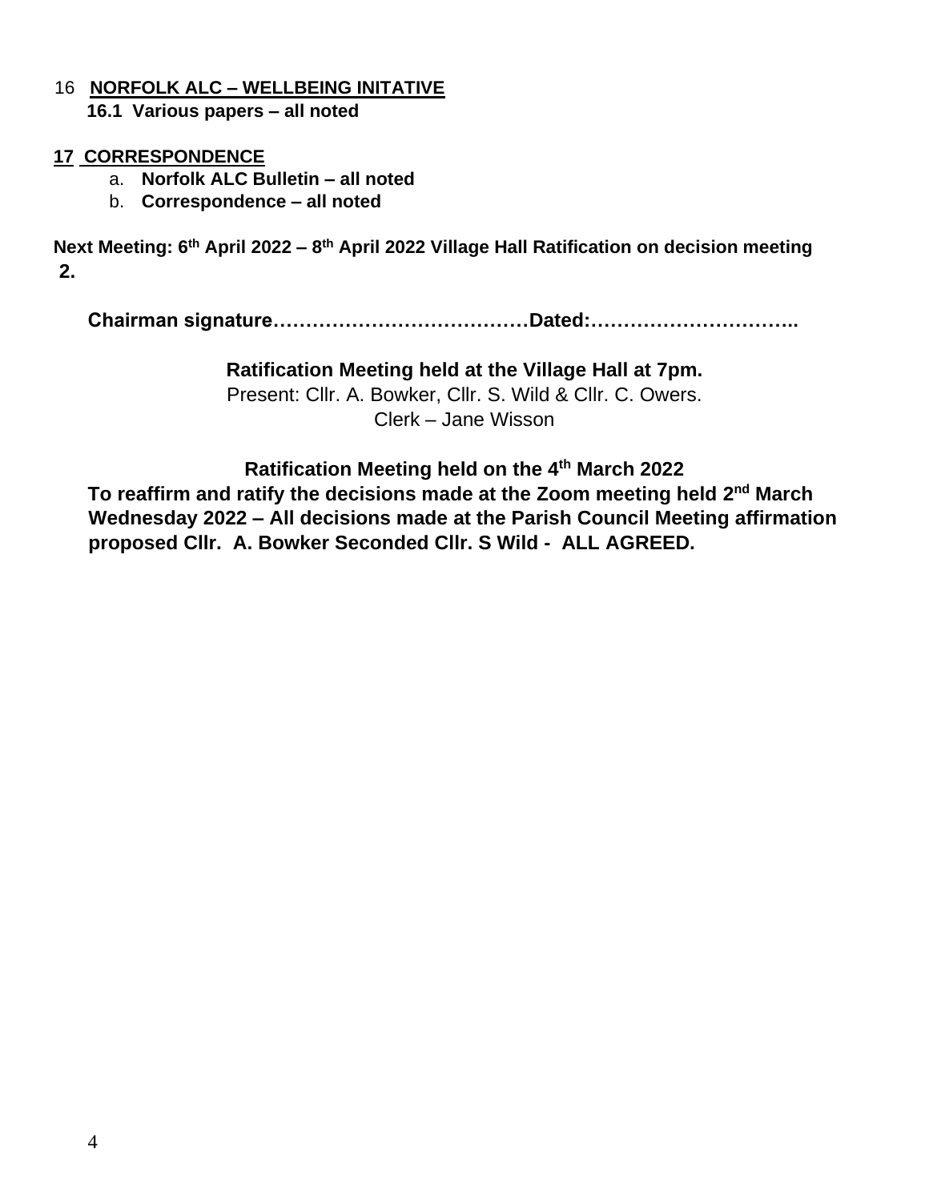16 **NORFOLK ALC – WELLBEING INITATIVE**

**16.1 Various papers – all noted**

**17 CORRESPONDENCE**

a. **Norfolk ALC Bulletin – all noted**
b. **Correspondence – all noted**

**Next Meeting: 6th April 2022 – 8th April 2022 Village Hall Ratification on decision meeting 2.**

**Chairman signature…………………………………Dated:…………………………..**

**Ratification Meeting held at the Village Hall at 7pm.**

Present: Cllr. A. Bowker, Cllr. S. Wild & Cllr. C. Owers.

Clerk – Jane Wisson

**Ratification Meeting held on the 4th March 2022**

**To reaffirm and ratify the decisions made at the Zoom meeting held 2nd March Wednesday 2022 – All decisions made at the Parish Council Meeting affirmation proposed Cllr. A. Bowker Seconded Cllr. S Wild - ALL AGREED.**